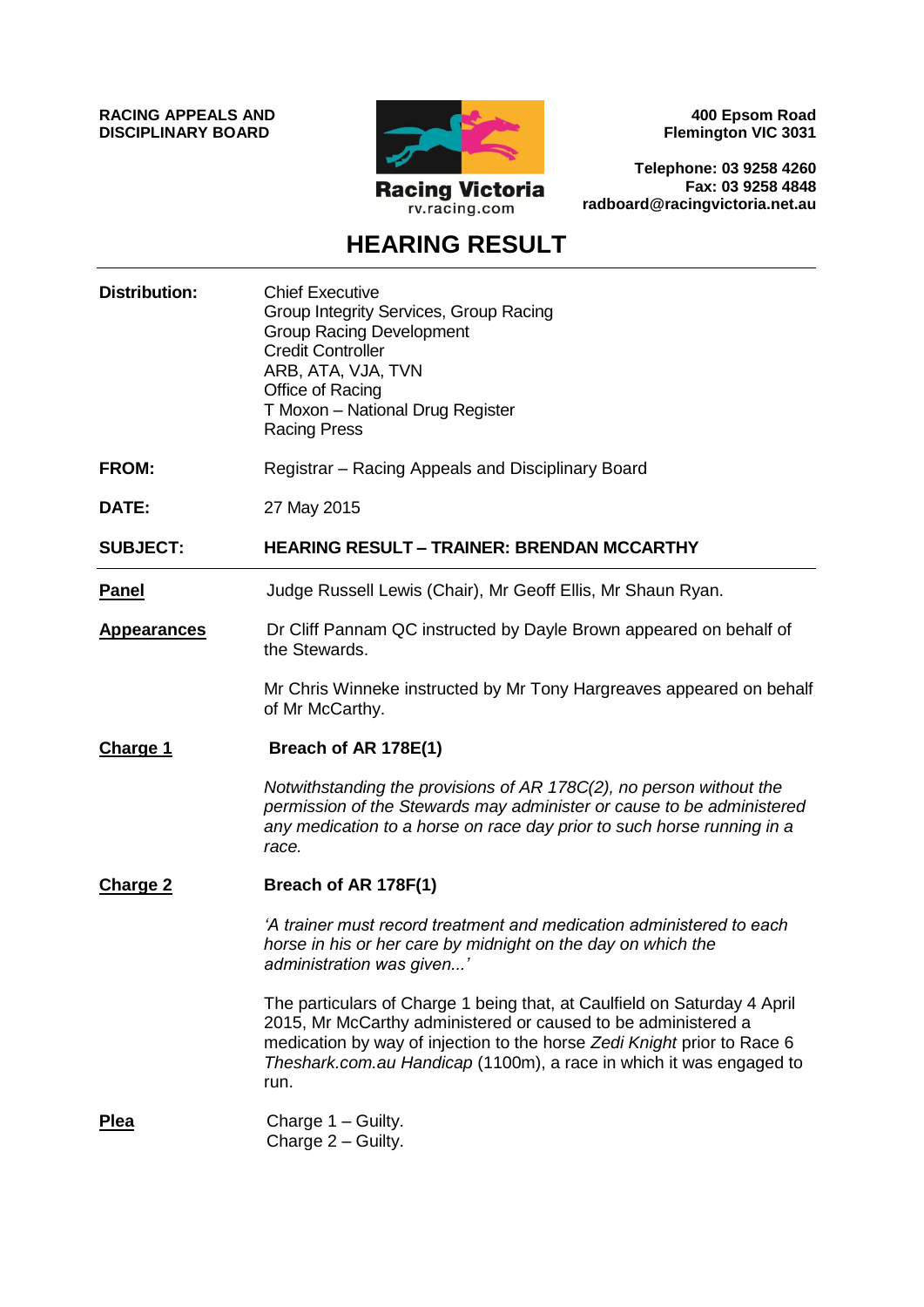**RACING APPEALS AND DISCIPLINARY BOARD**

Racing Victoria
rv.racing.com

**400 Epsom Road**
**Flemington VIC 3031**

**Telephone: 03 9258 4260**
**Fax: 03 9258 4848**
**radboard@racingvictoria.net.au**

# HEARING RESULT

**Distribution:**
Chief Executive
Group Integrity Services, Group Racing
Group Racing Development
Credit Controller
ARB, ATA, VJA, TVN
Office of Racing
T Moxon – National Drug Register
Racing Press

**FROM:** Registrar – Racing Appeals and Disciplinary Board

**DATE:** 27 May 2015

**SUBJECT:** **HEARING RESULT – TRAINER: BRENDAN MCCARTHY**

**Panel**
Judge Russell Lewis (Chair), Mr Geoff Ellis, Mr Shaun Ryan.

**Appearances**
Dr Cliff Pannam QC instructed by Dayle Brown appeared on behalf of the Stewards.

Mr Chris Winneke instructed by Mr Tony Hargreaves appeared on behalf of Mr McCarthy.

**Charge 1**
**Breach of AR 178E(1)**

*Notwithstanding the provisions of AR 178C(2), no person without the permission of the Stewards may administer or cause to be administered any medication to a horse on race day prior to such horse running in a race.*

**Charge 2**
**Breach of AR 178F(1)**

*'A trainer must record treatment and medication administered to each horse in his or her care by midnight on the day on which the administration was given...'*

The particulars of Charge 1 being that, at Caulfield on Saturday 4 April 2015, Mr McCarthy administered or caused to be administered a medication by way of injection to the horse *Zedi Knight* prior to Race 6 *Theshark.com.au Handicap* (1100m), a race in which it was engaged to run.

**Plea**
Charge 1 – Guilty.
Charge 2 – Guilty.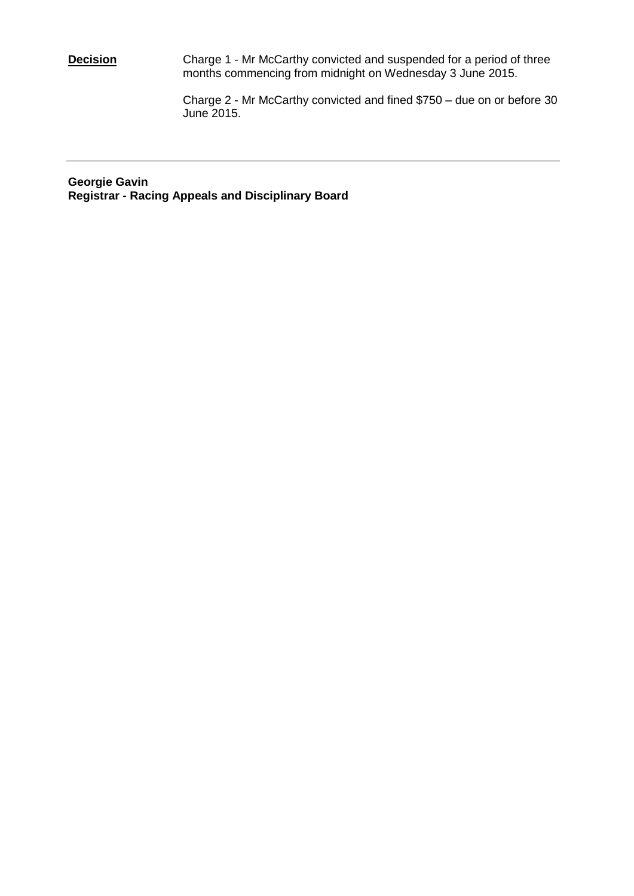**<u>Decision</u>**

Charge 1 - Mr McCarthy convicted and suspended for a period of three months commencing from midnight on Wednesday 3 June 2015.

Charge 2 - Mr McCarthy convicted and fined $750 – due on or before 30 June 2015.

---

**Georgie Gavin**
**Registrar - Racing Appeals and Disciplinary Board**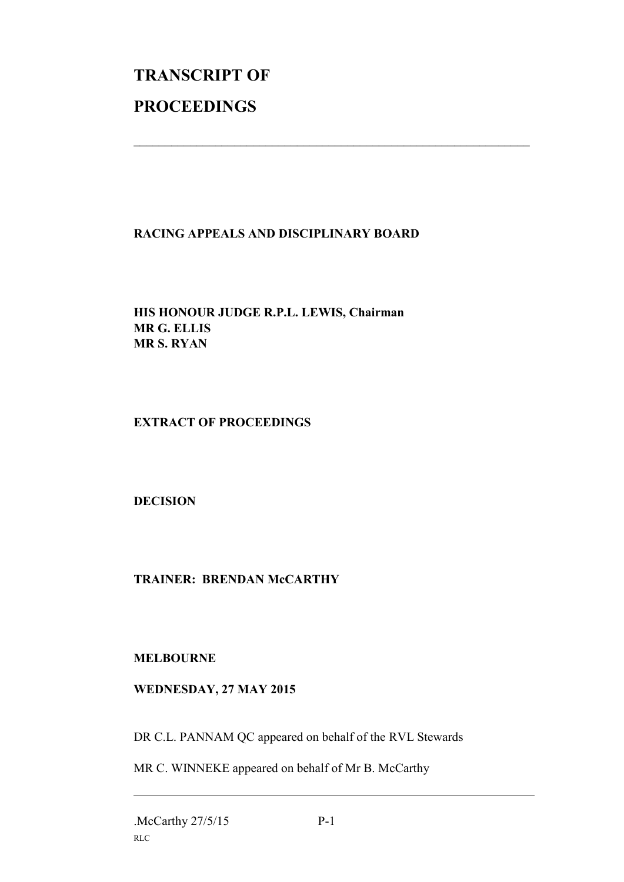# TRANSCRIPT OF PROCEEDINGS

---

**RACING APPEALS AND DISCIPLINARY BOARD**

**HIS HONOUR JUDGE R.P.L. LEWIS, Chairman**
**MR G. ELLIS**
**MR S. RYAN**

**EXTRACT OF PROCEEDINGS**

**DECISION**

**TRAINER: BRENDAN McCARTHY**

**MELBOURNE**

**WEDNESDAY, 27 MAY 2015**

DR C.L. PANNAM QC appeared on behalf of the RVL Stewards

MR C. WINNEKE appeared on behalf of Mr B. McCarthy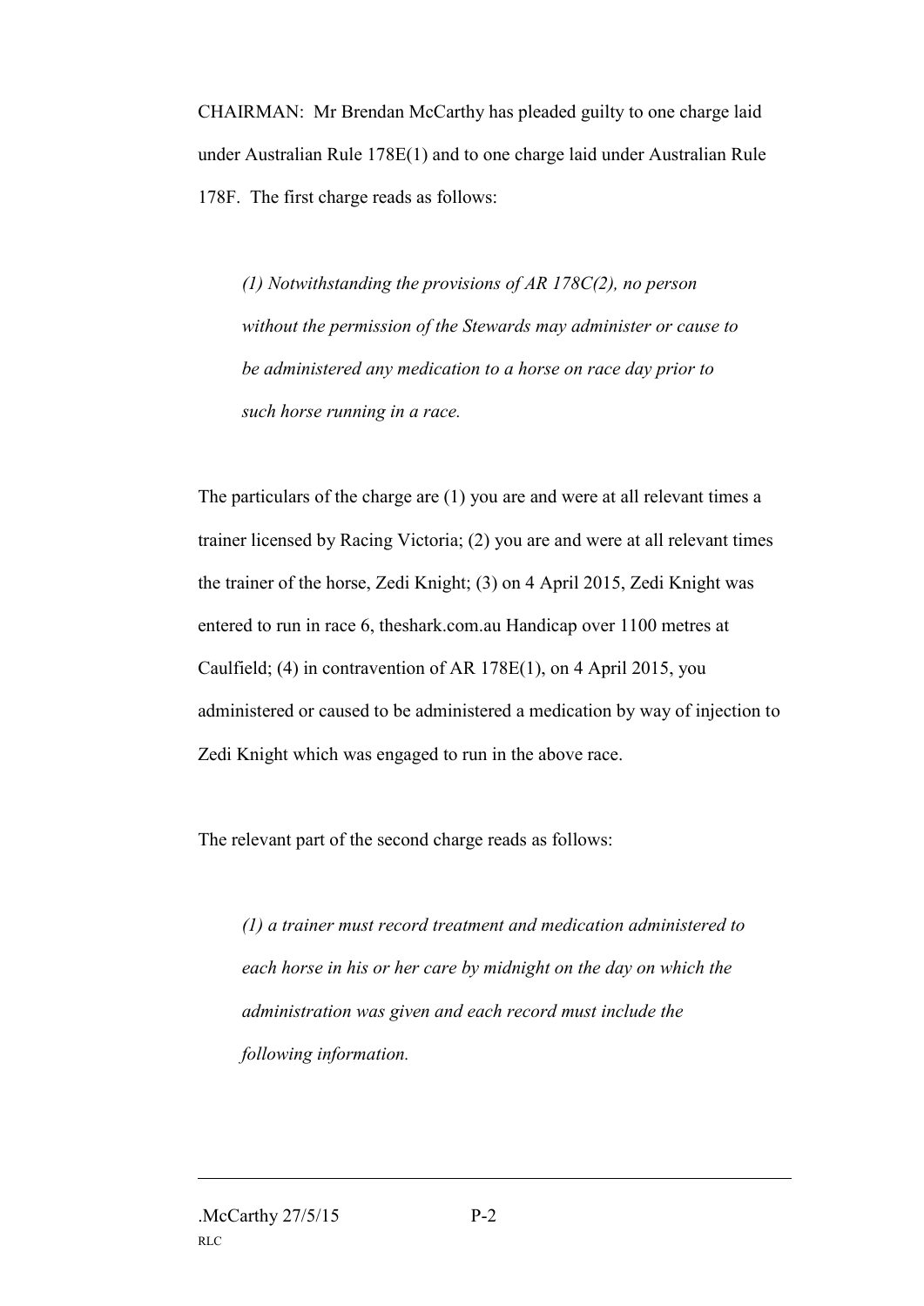CHAIRMAN: Mr Brendan McCarthy has pleaded guilty to one charge laid under Australian Rule 178E(1) and to one charge laid under Australian Rule 178F. The first charge reads as follows:

> *(1) Notwithstanding the provisions of AR 178C(2), no person without the permission of the Stewards may administer or cause to be administered any medication to a horse on race day prior to such horse running in a race.*

The particulars of the charge are (1) you are and were at all relevant times a trainer licensed by Racing Victoria; (2) you are and were at all relevant times the trainer of the horse, Zedi Knight; (3) on 4 April 2015, Zedi Knight was entered to run in race 6, theshark.com.au Handicap over 1100 metres at Caulfield; (4) in contravention of AR 178E(1), on 4 April 2015, you administered or caused to be administered a medication by way of injection to Zedi Knight which was engaged to run in the above race.

The relevant part of the second charge reads as follows:

> *(1) a trainer must record treatment and medication administered to each horse in his or her care by midnight on the day on which the administration was given and each record must include the following information.*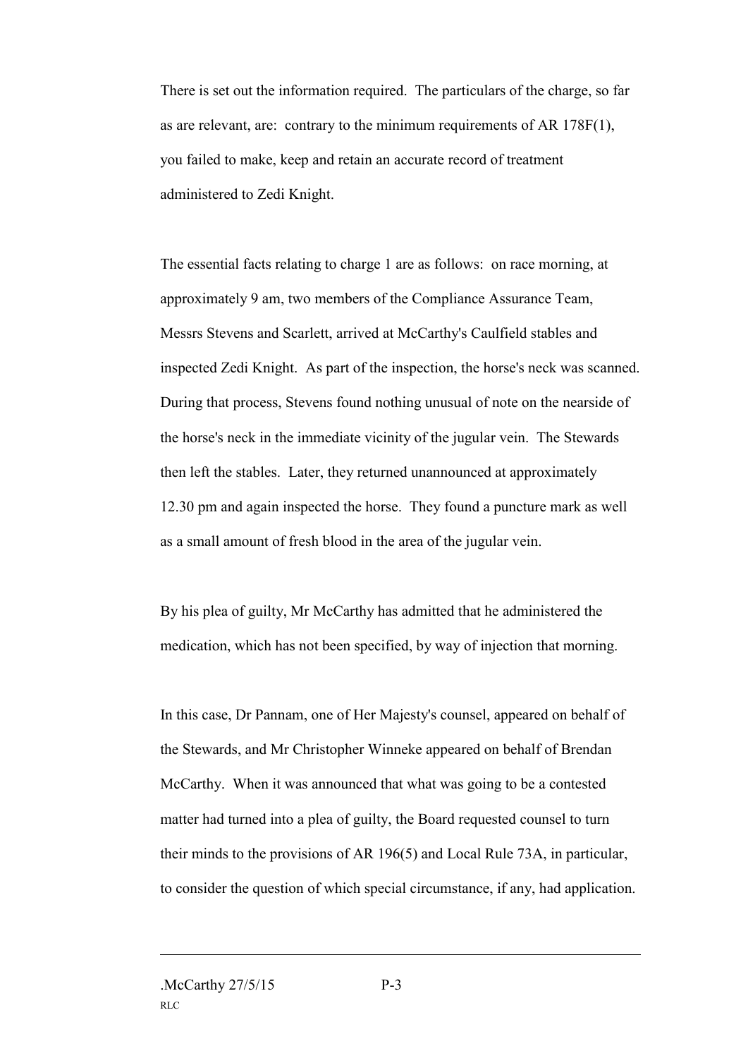There is set out the information required. The particulars of the charge, so far as are relevant, are: contrary to the minimum requirements of AR 178F(1), you failed to make, keep and retain an accurate record of treatment administered to Zedi Knight.

The essential facts relating to charge 1 are as follows: on race morning, at approximately 9 am, two members of the Compliance Assurance Team, Messrs Stevens and Scarlett, arrived at McCarthy's Caulfield stables and inspected Zedi Knight. As part of the inspection, the horse's neck was scanned. During that process, Stevens found nothing unusual of note on the nearside of the horse's neck in the immediate vicinity of the jugular vein. The Stewards then left the stables. Later, they returned unannounced at approximately 12.30 pm and again inspected the horse. They found a puncture mark as well as a small amount of fresh blood in the area of the jugular vein.

By his plea of guilty, Mr McCarthy has admitted that he administered the medication, which has not been specified, by way of injection that morning.

In this case, Dr Pannam, one of Her Majesty's counsel, appeared on behalf of the Stewards, and Mr Christopher Winneke appeared on behalf of Brendan McCarthy. When it was announced that what was going to be a contested matter had turned into a plea of guilty, the Board requested counsel to turn their minds to the provisions of AR 196(5) and Local Rule 73A, in particular, to consider the question of which special circumstance, if any, had application.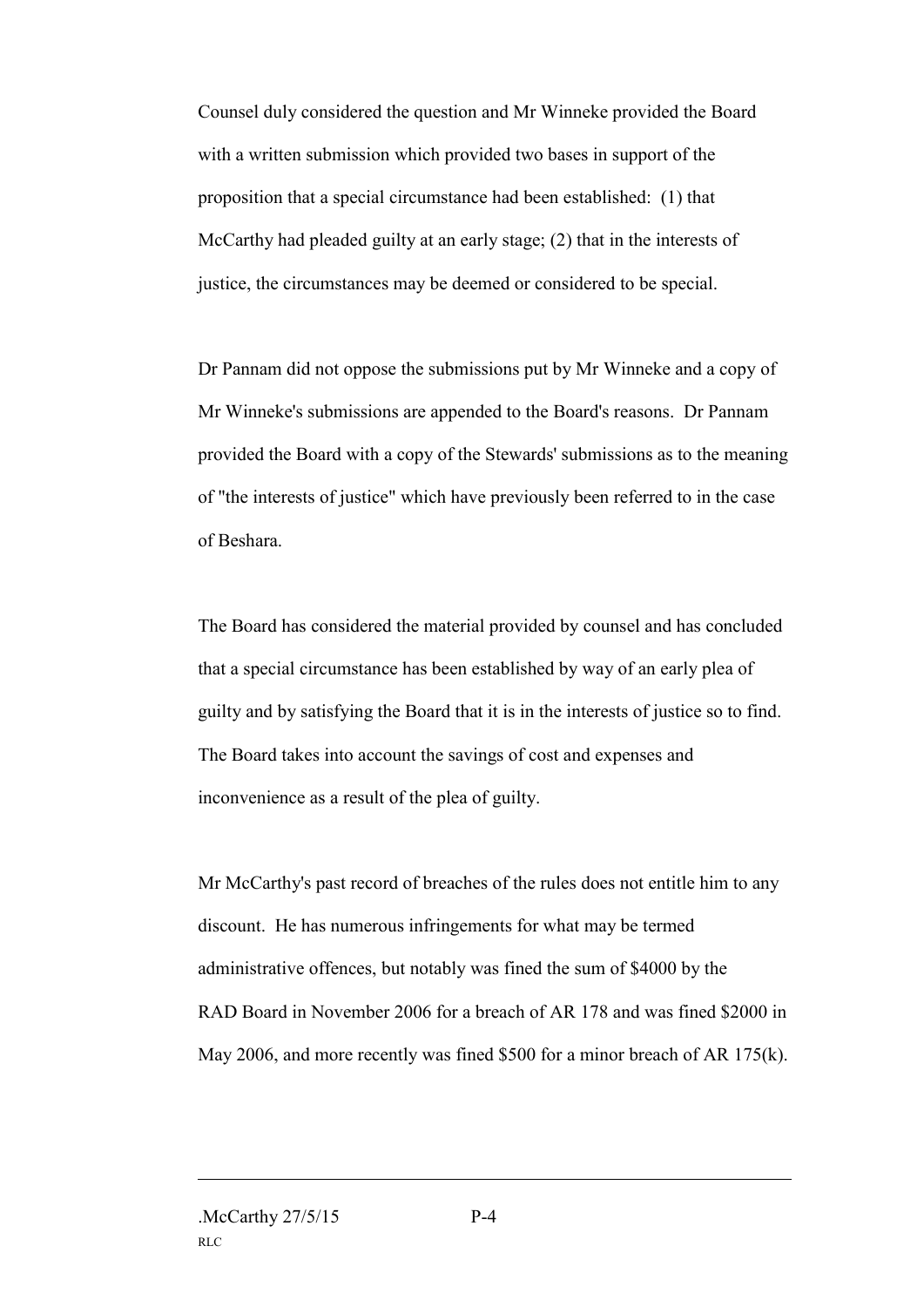Counsel duly considered the question and Mr Winneke provided the Board with a written submission which provided two bases in support of the proposition that a special circumstance had been established: (1) that McCarthy had pleaded guilty at an early stage; (2) that in the interests of justice, the circumstances may be deemed or considered to be special.

Dr Pannam did not oppose the submissions put by Mr Winneke and a copy of Mr Winneke's submissions are appended to the Board's reasons. Dr Pannam provided the Board with a copy of the Stewards' submissions as to the meaning of "the interests of justice" which have previously been referred to in the case of Beshara.

The Board has considered the material provided by counsel and has concluded that a special circumstance has been established by way of an early plea of guilty and by satisfying the Board that it is in the interests of justice so to find. The Board takes into account the savings of cost and expenses and inconvenience as a result of the plea of guilty.

Mr McCarthy's past record of breaches of the rules does not entitle him to any discount. He has numerous infringements for what may be termed administrative offences, but notably was fined the sum of $4000 by the RAD Board in November 2006 for a breach of AR 178 and was fined $2000 in May 2006, and more recently was fined $500 for a minor breach of AR 175(k).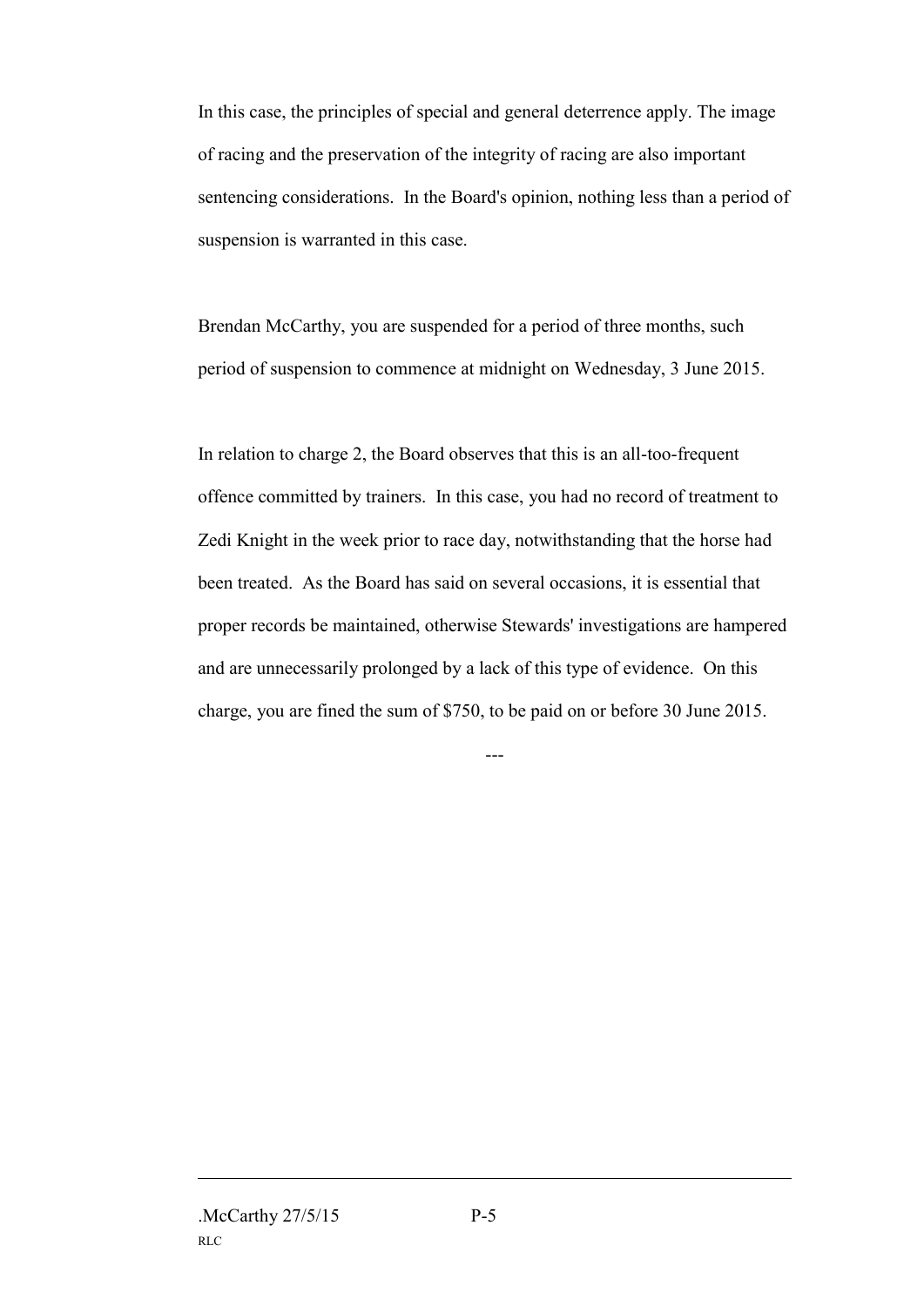In this case, the principles of special and general deterrence apply. The image of racing and the preservation of the integrity of racing are also important sentencing considerations. In the Board's opinion, nothing less than a period of suspension is warranted in this case.

Brendan McCarthy, you are suspended for a period of three months, such period of suspension to commence at midnight on Wednesday, 3 June 2015.

In relation to charge 2, the Board observes that this is an all-too-frequent offence committed by trainers. In this case, you had no record of treatment to Zedi Knight in the week prior to race day, notwithstanding that the horse had been treated. As the Board has said on several occasions, it is essential that proper records be maintained, otherwise Stewards' investigations are hampered and are unnecessarily prolonged by a lack of this type of evidence. On this charge, you are fined the sum of $750, to be paid on or before 30 June 2015.

---